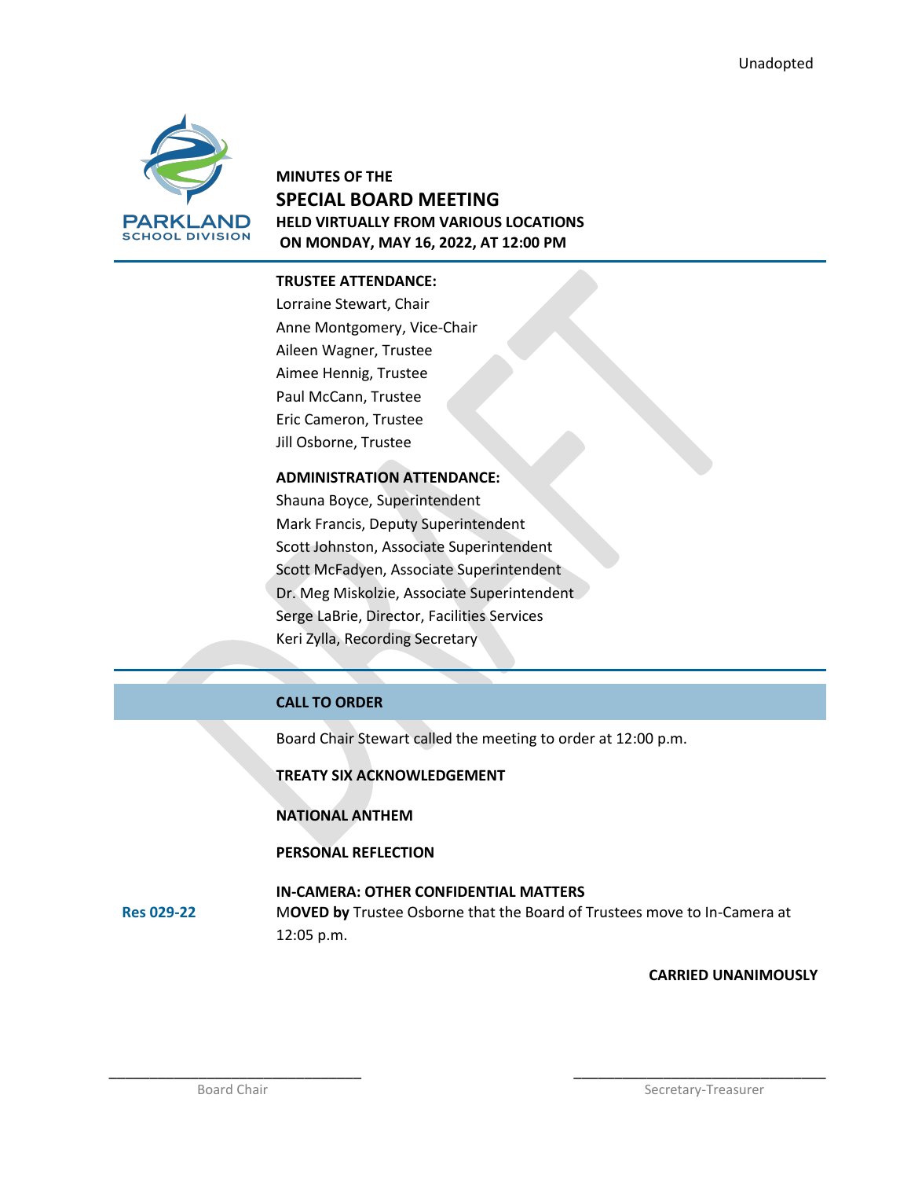Unadopted

# MINUTES OF THE
## SPECIAL BOARD MEETING
**HELD VIRTUALLY FROM VARIOUS LOCATIONS**
**ON MONDAY, MAY 16, 2022, AT 12:00 PM**

**TRUSTEE ATTENDANCE:**

Lorraine Stewart, Chair
Anne Montgomery, Vice-Chair
Aileen Wagner, Trustee
Aimee Hennig, Trustee
Paul McCann, Trustee
Eric Cameron, Trustee
Jill Osborne, Trustee

**ADMINISTRATION ATTENDANCE:**

Shauna Boyce, Superintendent
Mark Francis, Deputy Superintendent
Scott Johnston, Associate Superintendent
Scott McFadyen, Associate Superintendent
Dr. Meg Miskolzie, Associate Superintendent
Serge LaBrie, Director, Facilities Services
Keri Zylla, Recording Secretary

## CALL TO ORDER

Board Chair Stewart called the meeting to order at 12:00 p.m.

**TREATY SIX ACKNOWLEDGEMENT**

**NATIONAL ANTHEM**

**PERSONAL REFLECTION**

**IN-CAMERA: OTHER CONFIDENTIAL MATTERS**

**Res 029-22** M**OVED by** Trustee Osborne that the Board of Trustees move to In-Camera at 12:05 p.m.

**CARRIED UNANIMOUSLY**

_______________________________ Board Chair

_______________________________ Secretary-Treasurer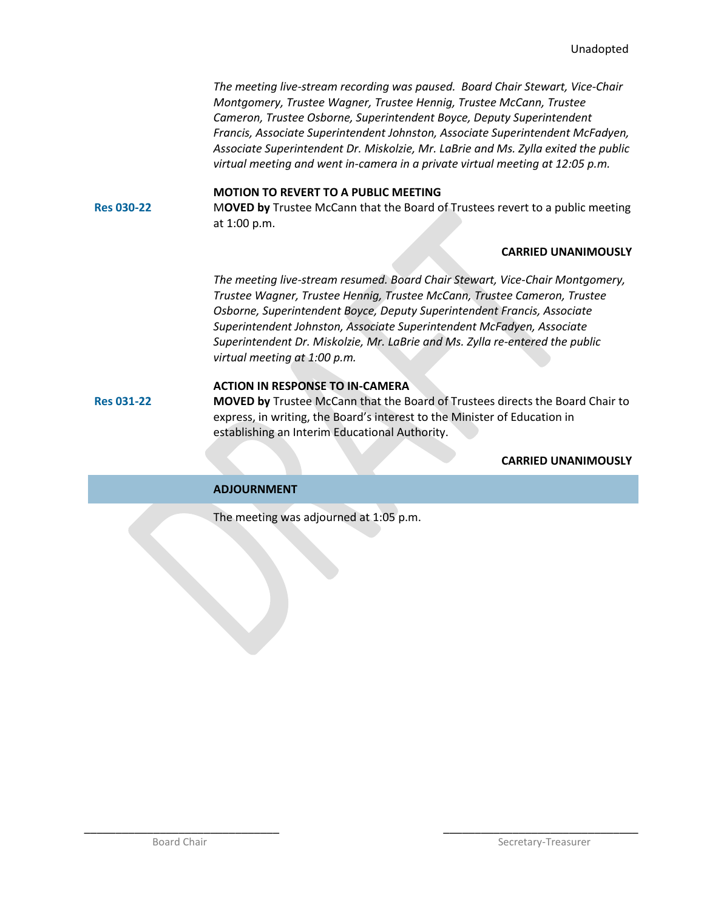Unadopted

*The meeting live-stream recording was paused. Board Chair Stewart, Vice-Chair Montgomery, Trustee Wagner, Trustee Hennig, Trustee McCann, Trustee Cameron, Trustee Osborne, Superintendent Boyce, Deputy Superintendent Francis, Associate Superintendent Johnston, Associate Superintendent McFadyen, Associate Superintendent Dr. Miskolzie, Mr. LaBrie and Ms. Zylla exited the public virtual meeting and went in-camera in a private virtual meeting at 12:05 p.m.*

**MOTION TO REVERT TO A PUBLIC MEETING**

**Res 030-22**

M**OVED by** Trustee McCann that the Board of Trustees revert to a public meeting at 1:00 p.m.

**CARRIED UNANIMOUSLY**

*The meeting live-stream resumed. Board Chair Stewart, Vice-Chair Montgomery, Trustee Wagner, Trustee Hennig, Trustee McCann, Trustee Cameron, Trustee Osborne, Superintendent Boyce, Deputy Superintendent Francis, Associate Superintendent Johnston, Associate Superintendent McFadyen, Associate Superintendent Dr. Miskolzie, Mr. LaBrie and Ms. Zylla re-entered the public virtual meeting at 1:00 p.m.*

**ACTION IN RESPONSE TO IN-CAMERA**

**Res 031-22**

**MOVED by** Trustee McCann that the Board of Trustees directs the Board Chair to express, in writing, the Board's interest to the Minister of Education in establishing an Interim Educational Authority.

**CARRIED UNANIMOUSLY**

**ADJOURNMENT**

The meeting was adjourned at 1:05 p.m.

\_\_\_\_\_\_\_\_\_\_\_\_\_\_\_\_\_\_\_\_\_\_\_\_\_\_\_\_\_\_
Board Chair

\_\_\_\_\_\_\_\_\_\_\_\_\_\_\_\_\_\_\_\_\_\_\_\_\_\_\_\_\_\_
Secretary-Treasurer